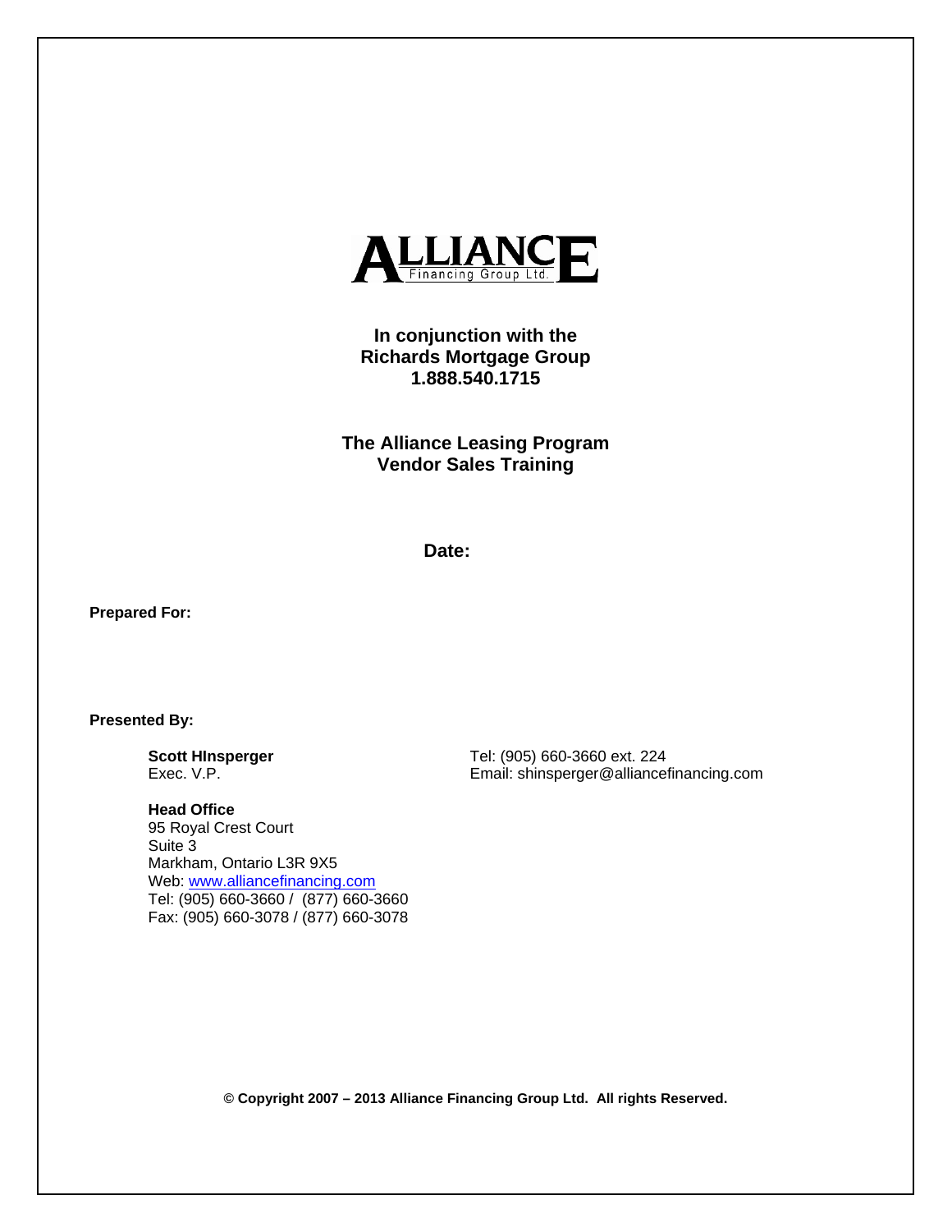**ALLIANCE**
Financing Group Ltd.

**In conjunction with the**
**Richards Mortgage Group**
**1.888.540.1715**

**The Alliance Leasing Program**
**Vendor Sales Training**

**Date:**

**Prepared For:**

**Presented By:**

**Scott HInsperger**
Exec. V.P.

Tel: (905) 660-3660 ext. 224
Email: shinsperger@alliancefinancing.com

**Head Office**
95 Royal Crest Court
Suite 3
Markham, Ontario L3R 9X5
Web: www.alliancefinancing.com
Tel: (905) 660-3660 / (877) 660-3660
Fax: (905) 660-3078 / (877) 660-3078

**© Copyright 2007 – 2013 Alliance Financing Group Ltd. All rights Reserved.**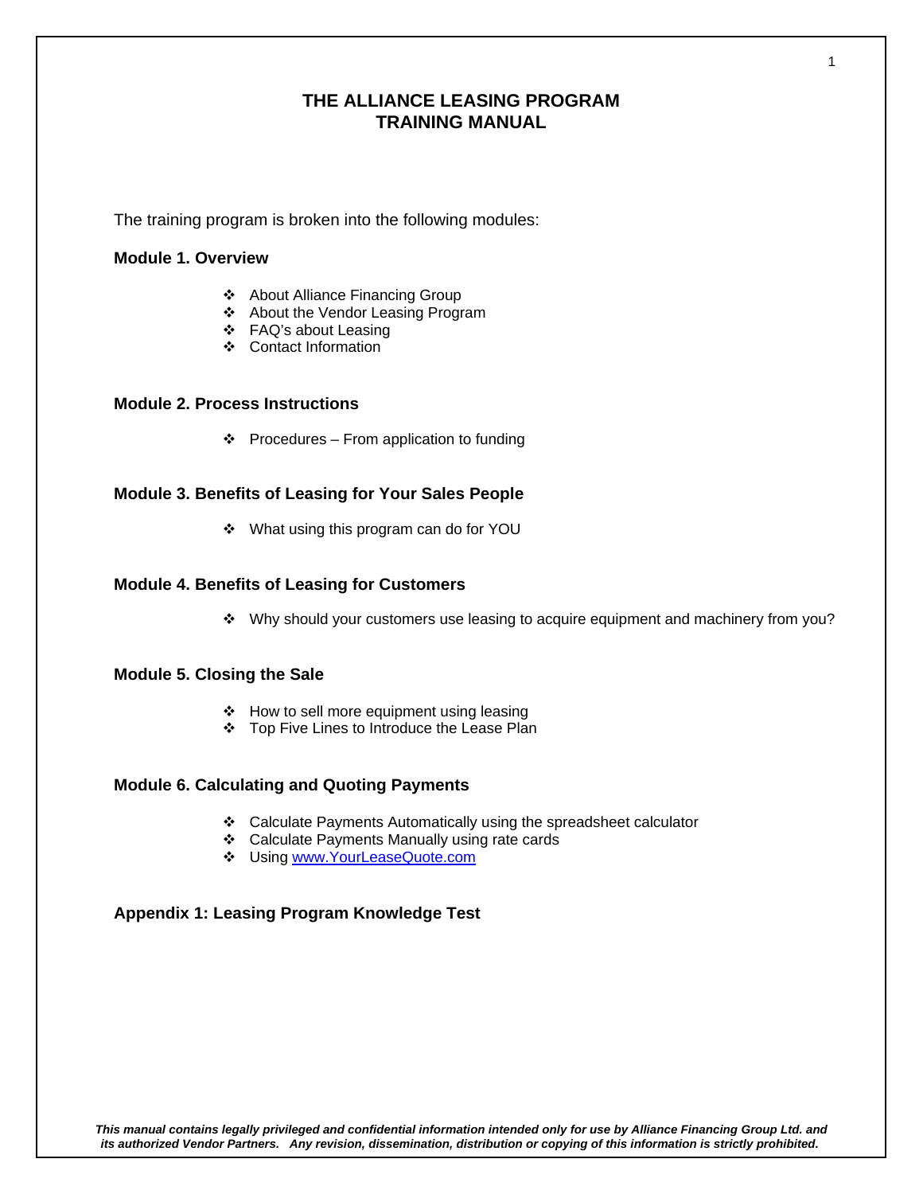# THE ALLIANCE LEASING PROGRAM
# TRAINING MANUAL

The training program is broken into the following modules:

**Module 1. Overview**

- About Alliance Financing Group
- About the Vendor Leasing Program
- FAQ's about Leasing
- Contact Information

**Module 2. Process Instructions**

- Procedures – From application to funding

**Module 3. Benefits of Leasing for Your Sales People**

- What using this program can do for YOU

**Module 4. Benefits of Leasing for Customers**

- Why should your customers use leasing to acquire equipment and machinery from you?

**Module 5. Closing the Sale**

- How to sell more equipment using leasing
- Top Five Lines to Introduce the Lease Plan

**Module 6. Calculating and Quoting Payments**

- Calculate Payments Automatically using the spreadsheet calculator
- Calculate Payments Manually using rate cards
- Using [www.YourLeaseQuote.com](http://www.YourLeaseQuote.com)

**Appendix 1: Leasing Program Knowledge Test**

***This manual contains legally privileged and confidential information intended only for use by Alliance Financing Group Ltd. and its authorized Vendor Partners. Any revision, dissemination, distribution or copying of this information is strictly prohibited.***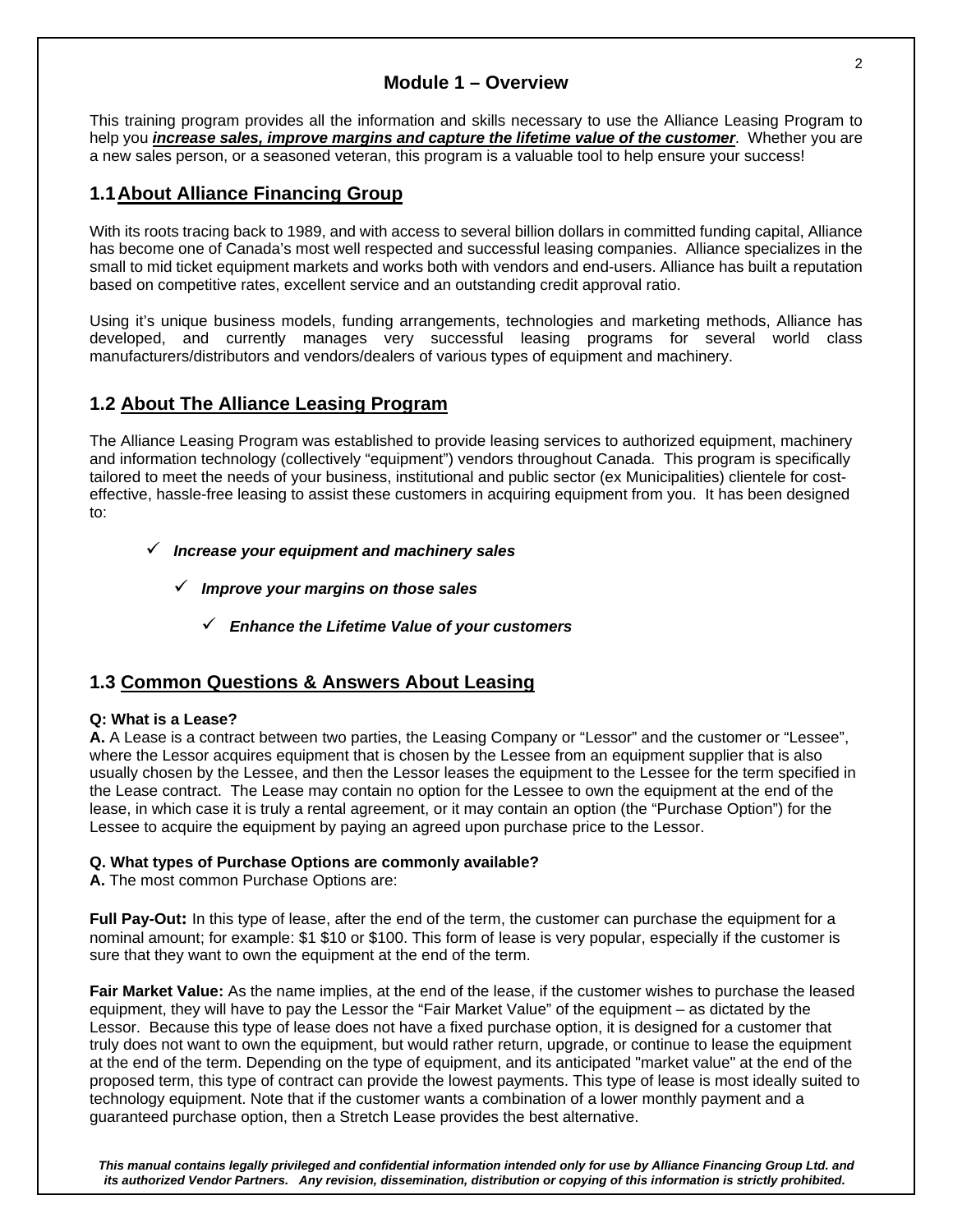# Module 1 – Overview

This training program provides all the information and skills necessary to use the Alliance Leasing Program to help you ***increase sales, improve margins and capture the lifetime value of the customer***. Whether you are a new sales person, or a seasoned veteran, this program is a valuable tool to help ensure your success!

## 1.1 About Alliance Financing Group

With its roots tracing back to 1989, and with access to several billion dollars in committed funding capital, Alliance has become one of Canada's most well respected and successful leasing companies. Alliance specializes in the small to mid ticket equipment markets and works both with vendors and end-users. Alliance has built a reputation based on competitive rates, excellent service and an outstanding credit approval ratio.

Using it's unique business models, funding arrangements, technologies and marketing methods, Alliance has developed, and currently manages very successful leasing programs for several world class manufacturers/distributors and vendors/dealers of various types of equipment and machinery.

## 1.2 About The Alliance Leasing Program

The Alliance Leasing Program was established to provide leasing services to authorized equipment, machinery and information technology (collectively "equipment") vendors throughout Canada. This program is specifically tailored to meet the needs of your business, institutional and public sector (ex Municipalities) clientele for cost-effective, hassle-free leasing to assist these customers in acquiring equipment from you. It has been designed to:

- ✓ ***Increase your equipment and machinery sales***
- ✓ ***Improve your margins on those sales***
- ✓ ***Enhance the Lifetime Value of your customers***

## 1.3 Common Questions & Answers About Leasing

**Q: What is a Lease?**
**A.** A Lease is a contract between two parties, the Leasing Company or "Lessor" and the customer or "Lessee", where the Lessor acquires equipment that is chosen by the Lessee from an equipment supplier that is also usually chosen by the Lessee, and then the Lessor leases the equipment to the Lessee for the term specified in the Lease contract. The Lease may contain no option for the Lessee to own the equipment at the end of the lease, in which case it is truly a rental agreement, or it may contain an option (the "Purchase Option") for the Lessee to acquire the equipment by paying an agreed upon purchase price to the Lessor.

**Q. What types of Purchase Options are commonly available?**
**A.** The most common Purchase Options are:

**Full Pay-Out:** In this type of lease, after the end of the term, the customer can purchase the equipment for a nominal amount; for example: $1 $10 or $100. This form of lease is very popular, especially if the customer is sure that they want to own the equipment at the end of the term.

**Fair Market Value:** As the name implies, at the end of the lease, if the customer wishes to purchase the leased equipment, they will have to pay the Lessor the "Fair Market Value" of the equipment – as dictated by the Lessor. Because this type of lease does not have a fixed purchase option, it is designed for a customer that truly does not want to own the equipment, but would rather return, upgrade, or continue to lease the equipment at the end of the term. Depending on the type of equipment, and its anticipated "market value" at the end of the proposed term, this type of contract can provide the lowest payments. This type of lease is most ideally suited to technology equipment. Note that if the customer wants a combination of a lower monthly payment and a guaranteed purchase option, then a Stretch Lease provides the best alternative.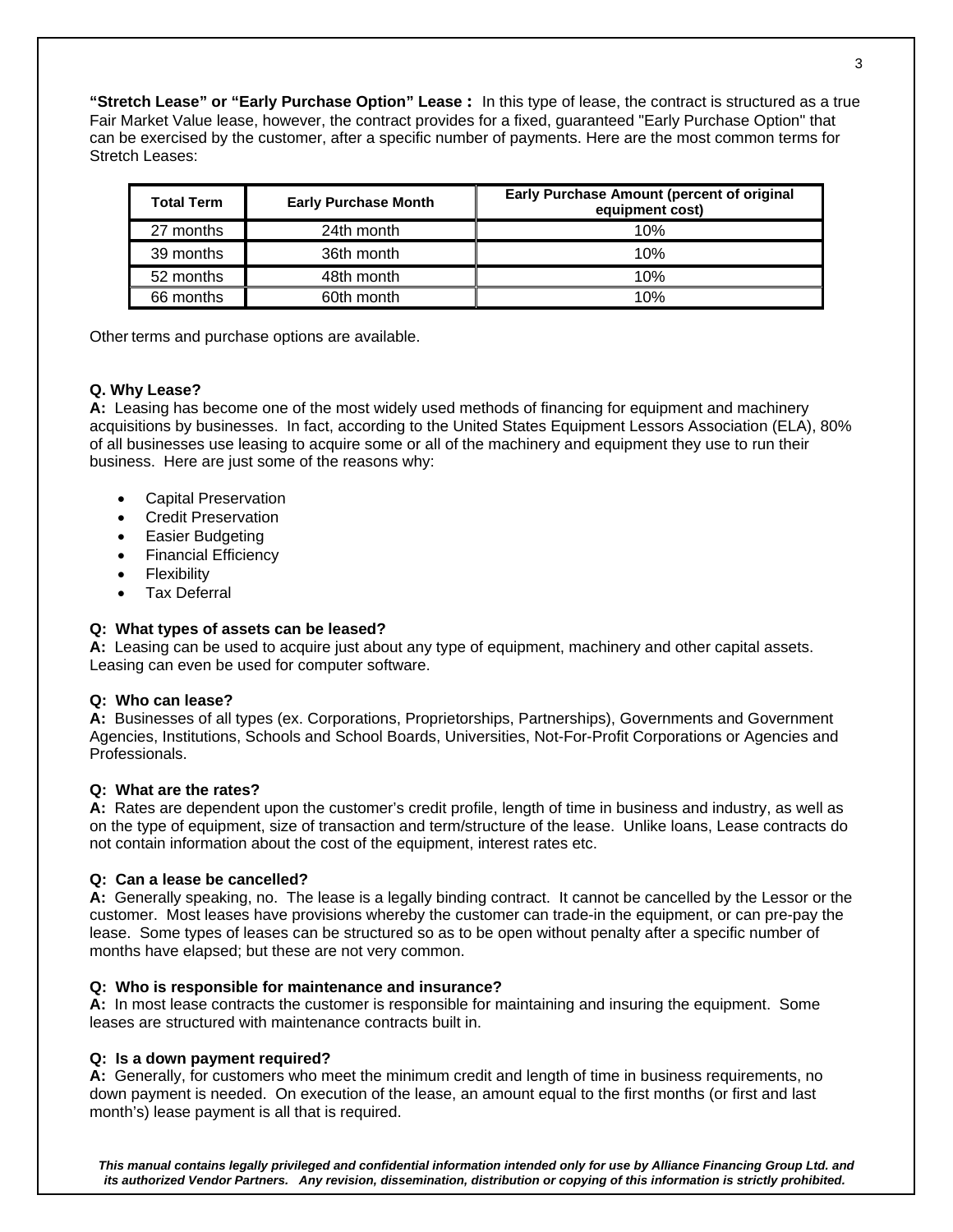**"Stretch Lease" or "Early Purchase Option" Lease :** In this type of lease, the contract is structured as a true Fair Market Value lease, however, the contract provides for a fixed, guaranteed "Early Purchase Option" that can be exercised by the customer, after a specific number of payments. Here are the most common terms for Stretch Leases:

| Total Term | Early Purchase Month | Early Purchase Amount (percent of original equipment cost) |
|---|---|---|
| 27 months | 24th month | 10% |
| 39 months | 36th month | 10% |
| 52 months | 48th month | 10% |
| 66 months | 60th month | 10% |

Other terms and purchase options are available.

**Q. Why Lease?**
**A:** Leasing has become one of the most widely used methods of financing for equipment and machinery acquisitions by businesses. In fact, according to the United States Equipment Lessors Association (ELA), 80% of all businesses use leasing to acquire some or all of the machinery and equipment they use to run their business. Here are just some of the reasons why:

- Capital Preservation
- Credit Preservation
- Easier Budgeting
- Financial Efficiency
- Flexibility
- Tax Deferral

**Q: What types of assets can be leased?**
**A:** Leasing can be used to acquire just about any type of equipment, machinery and other capital assets. Leasing can even be used for computer software.

**Q: Who can lease?**
**A:** Businesses of all types (ex. Corporations, Proprietorships, Partnerships), Governments and Government Agencies, Institutions, Schools and School Boards, Universities, Not-For-Profit Corporations or Agencies and Professionals.

**Q: What are the rates?**
**A:** Rates are dependent upon the customer's credit profile, length of time in business and industry, as well as on the type of equipment, size of transaction and term/structure of the lease. Unlike loans, Lease contracts do not contain information about the cost of the equipment, interest rates etc.

**Q: Can a lease be cancelled?**
**A:** Generally speaking, no. The lease is a legally binding contract. It cannot be cancelled by the Lessor or the customer. Most leases have provisions whereby the customer can trade-in the equipment, or can pre-pay the lease. Some types of leases can be structured so as to be open without penalty after a specific number of months have elapsed; but these are not very common.

**Q: Who is responsible for maintenance and insurance?**
**A:** In most lease contracts the customer is responsible for maintaining and insuring the equipment. Some leases are structured with maintenance contracts built in.

**Q: Is a down payment required?**
**A:** Generally, for customers who meet the minimum credit and length of time in business requirements, no down payment is needed. On execution of the lease, an amount equal to the first months (or first and last month's) lease payment is all that is required.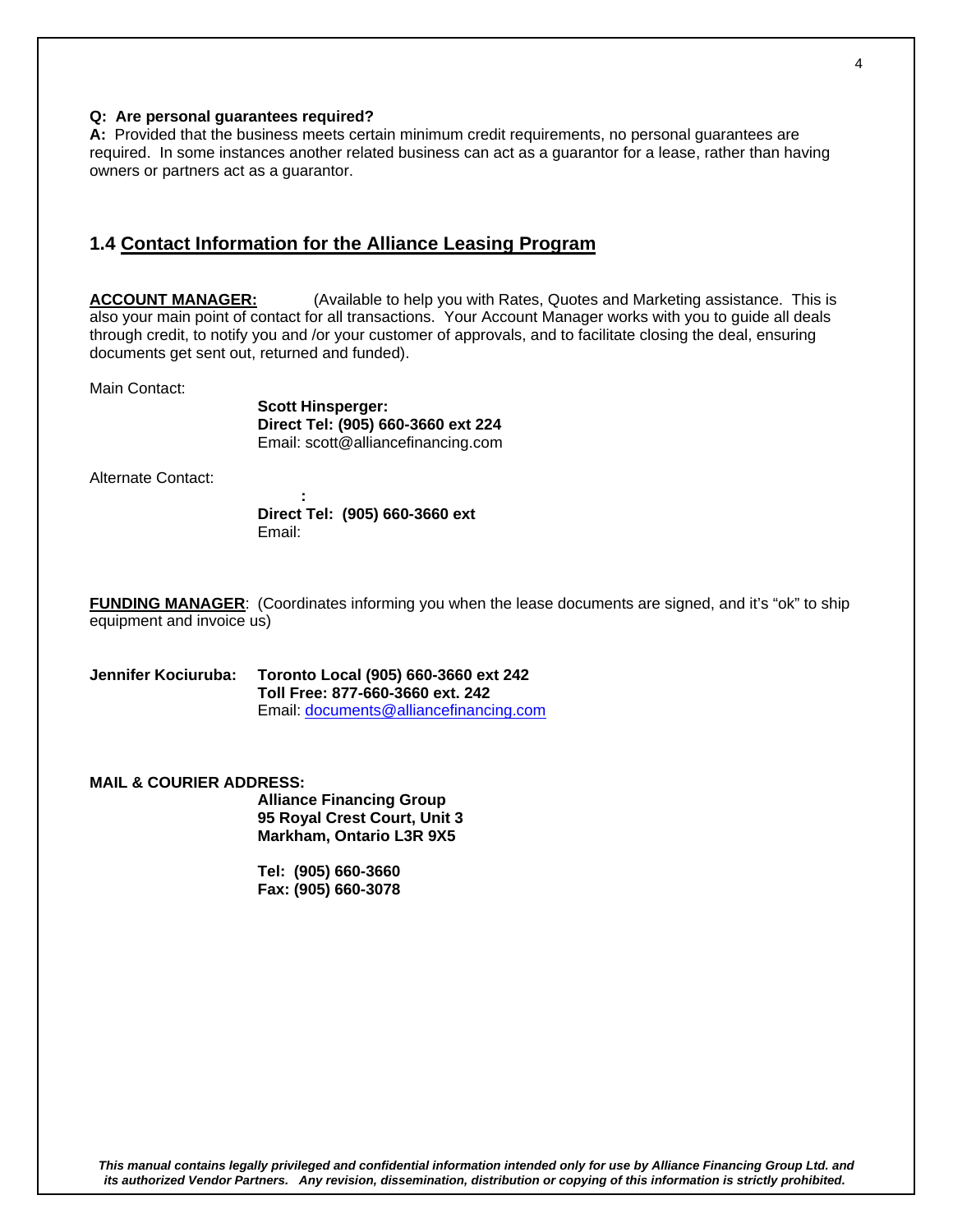**Q: Are personal guarantees required?**
**A:** Provided that the business meets certain minimum credit requirements, no personal guarantees are required. In some instances another related business can act as a guarantor for a lease, rather than having owners or partners act as a guarantor.

## 1.4 Contact Information for the Alliance Leasing Program

**ACCOUNT MANAGER:** (Available to help you with Rates, Quotes and Marketing assistance. This is also your main point of contact for all transactions. Your Account Manager works with you to guide all deals through credit, to notify you and /or your customer of approvals, and to facilitate closing the deal, ensuring documents get sent out, returned and funded).

Main Contact:

**Scott Hinsperger:**
**Direct Tel: (905) 660-3660 ext 224**
Email: scott@alliancefinancing.com

Alternate Contact:

**:**
**Direct Tel: (905) 660-3660 ext**
Email:

**FUNDING MANAGER**: (Coordinates informing you when the lease documents are signed, and it's "ok" to ship equipment and invoice us)

**Jennifer Kociuruba:** **Toronto Local (905) 660-3660 ext 242**
**Toll Free: 877-660-3660 ext. 242**
Email: documents@alliancefinancing.com

**MAIL & COURIER ADDRESS:**

**Alliance Financing Group**
**95 Royal Crest Court, Unit 3**
**Markham, Ontario L3R 9X5**

**Tel: (905) 660-3660**
**Fax: (905) 660-3078**

*This manual contains legally privileged and confidential information intended only for use by Alliance Financing Group Ltd. and its authorized Vendor Partners. Any revision, dissemination, distribution or copying of this information is strictly prohibited.*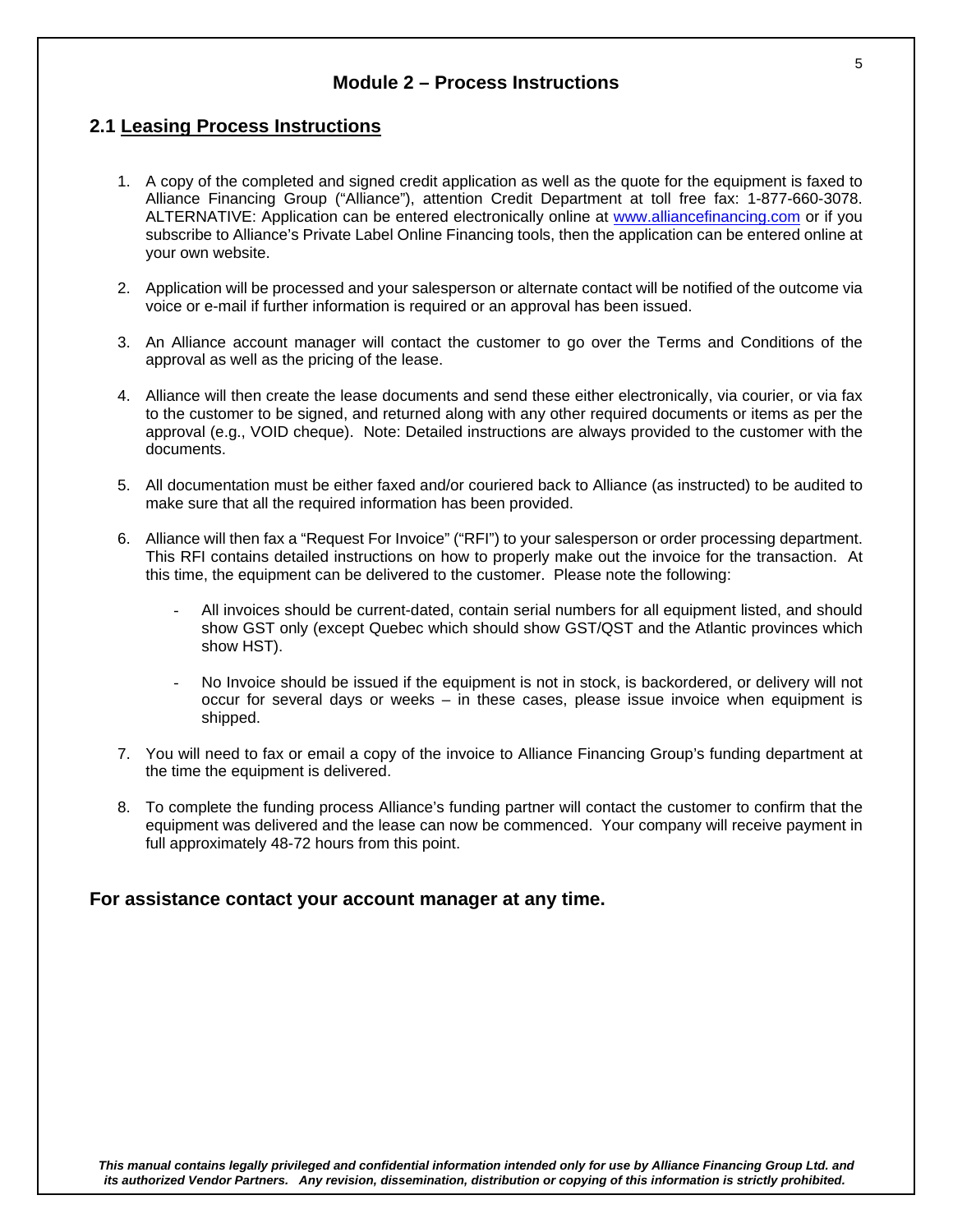# Module 2 – Process Instructions

## 2.1 Leasing Process Instructions

1. A copy of the completed and signed credit application as well as the quote for the equipment is faxed to Alliance Financing Group ("Alliance"), attention Credit Department at toll free fax: 1-877-660-3078. ALTERNATIVE: Application can be entered electronically online at [www.alliancefinancing.com](http://www.alliancefinancing.com) or if you subscribe to Alliance's Private Label Online Financing tools, then the application can be entered online at your own website.

2. Application will be processed and your salesperson or alternate contact will be notified of the outcome via voice or e-mail if further information is required or an approval has been issued.

3. An Alliance account manager will contact the customer to go over the Terms and Conditions of the approval as well as the pricing of the lease.

4. Alliance will then create the lease documents and send these either electronically, via courier, or via fax to the customer to be signed, and returned along with any other required documents or items as per the approval (e.g., VOID cheque). Note: Detailed instructions are always provided to the customer with the documents.

5. All documentation must be either faxed and/or couriered back to Alliance (as instructed) to be audited to make sure that all the required information has been provided.

6. Alliance will then fax a "Request For Invoice" ("RFI") to your salesperson or order processing department. This RFI contains detailed instructions on how to properly make out the invoice for the transaction. At this time, the equipment can be delivered to the customer. Please note the following:

   - All invoices should be current-dated, contain serial numbers for all equipment listed, and should show GST only (except Quebec which should show GST/QST and the Atlantic provinces which show HST).

   - No Invoice should be issued if the equipment is not in stock, is backordered, or delivery will not occur for several days or weeks – in these cases, please issue invoice when equipment is shipped.

7. You will need to fax or email a copy of the invoice to Alliance Financing Group's funding department at the time the equipment is delivered.

8. To complete the funding process Alliance's funding partner will contact the customer to confirm that the equipment was delivered and the lease can now be commenced. Your company will receive payment in full approximately 48-72 hours from this point.

**For assistance contact your account manager at any time.**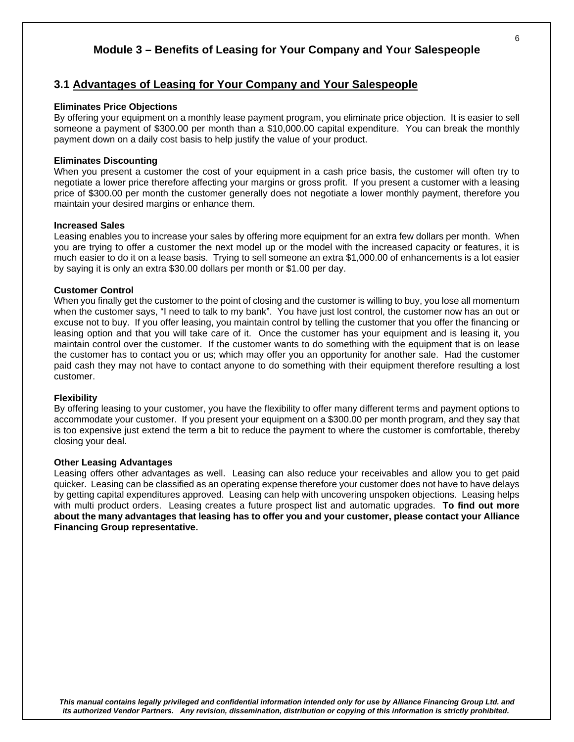## Module 3 – Benefits of Leasing for Your Company and Your Salespeople

### 3.1 Advantages of Leasing for Your Company and Your Salespeople

**Eliminates Price Objections**

By offering your equipment on a monthly lease payment program, you eliminate price objection. It is easier to sell someone a payment of $300.00 per month than a $10,000.00 capital expenditure. You can break the monthly payment down on a daily cost basis to help justify the value of your product.

**Eliminates Discounting**

When you present a customer the cost of your equipment in a cash price basis, the customer will often try to negotiate a lower price therefore affecting your margins or gross profit. If you present a customer with a leasing price of $300.00 per month the customer generally does not negotiate a lower monthly payment, therefore you maintain your desired margins or enhance them.

**Increased Sales**

Leasing enables you to increase your sales by offering more equipment for an extra few dollars per month. When you are trying to offer a customer the next model up or the model with the increased capacity or features, it is much easier to do it on a lease basis. Trying to sell someone an extra $1,000.00 of enhancements is a lot easier by saying it is only an extra $30.00 dollars per month or $1.00 per day.

**Customer Control**

When you finally get the customer to the point of closing and the customer is willing to buy, you lose all momentum when the customer says, "I need to talk to my bank". You have just lost control, the customer now has an out or excuse not to buy. If you offer leasing, you maintain control by telling the customer that you offer the financing or leasing option and that you will take care of it. Once the customer has your equipment and is leasing it, you maintain control over the customer. If the customer wants to do something with the equipment that is on lease the customer has to contact you or us; which may offer you an opportunity for another sale. Had the customer paid cash they may not have to contact anyone to do something with their equipment therefore resulting a lost customer.

**Flexibility**

By offering leasing to your customer, you have the flexibility to offer many different terms and payment options to accommodate your customer. If you present your equipment on a $300.00 per month program, and they say that is too expensive just extend the term a bit to reduce the payment to where the customer is comfortable, thereby closing your deal.

**Other Leasing Advantages**

Leasing offers other advantages as well. Leasing can also reduce your receivables and allow you to get paid quicker. Leasing can be classified as an operating expense therefore your customer does not have to have delays by getting capital expenditures approved. Leasing can help with uncovering unspoken objections. Leasing helps with multi product orders. Leasing creates a future prospect list and automatic upgrades. **To find out more about the many advantages that leasing has to offer you and your customer, please contact your Alliance Financing Group representative.**

*This manual contains legally privileged and confidential information intended only for use by Alliance Financing Group Ltd. and its authorized Vendor Partners. Any revision, dissemination, distribution or copying of this information is strictly prohibited.*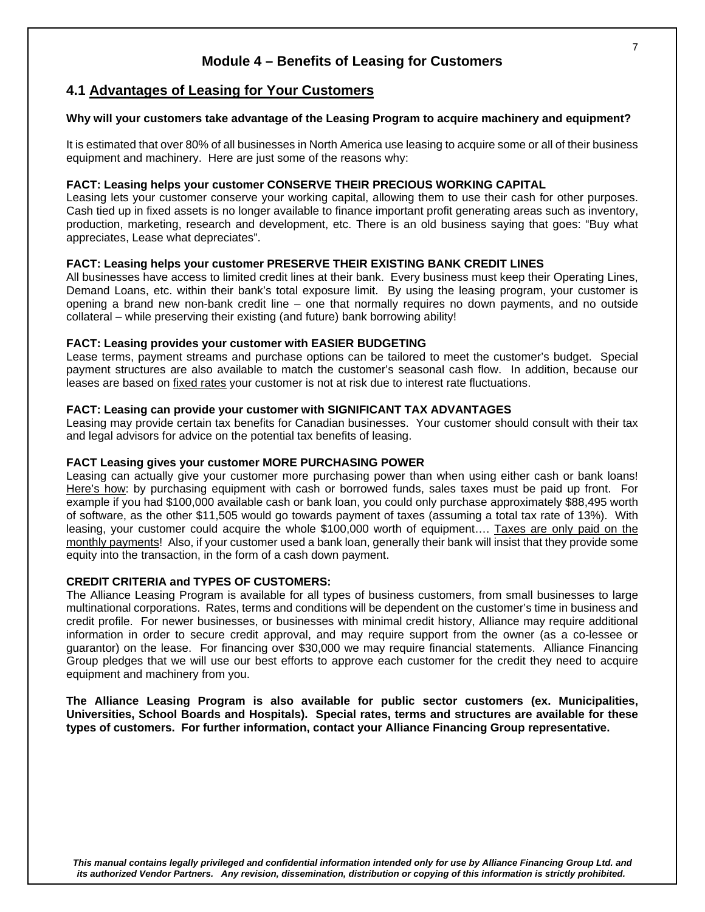# Module 4 – Benefits of Leasing for Customers

## 4.1 Advantages of Leasing for Your Customers

**Why will your customers take advantage of the Leasing Program to acquire machinery and equipment?**

It is estimated that over 80% of all businesses in North America use leasing to acquire some or all of their business equipment and machinery. Here are just some of the reasons why:

**FACT: Leasing helps your customer CONSERVE THEIR PRECIOUS WORKING CAPITAL**
Leasing lets your customer conserve your working capital, allowing them to use their cash for other purposes. Cash tied up in fixed assets is no longer available to finance important profit generating areas such as inventory, production, marketing, research and development, etc. There is an old business saying that goes: "Buy what appreciates, Lease what depreciates".

**FACT: Leasing helps your customer PRESERVE THEIR EXISTING BANK CREDIT LINES**
All businesses have access to limited credit lines at their bank. Every business must keep their Operating Lines, Demand Loans, etc. within their bank's total exposure limit. By using the leasing program, your customer is opening a brand new non-bank credit line – one that normally requires no down payments, and no outside collateral – while preserving their existing (and future) bank borrowing ability!

**FACT: Leasing provides your customer with EASIER BUDGETING**
Lease terms, payment streams and purchase options can be tailored to meet the customer's budget. Special payment structures are also available to match the customer's seasonal cash flow. In addition, because our leases are based on fixed rates your customer is not at risk due to interest rate fluctuations.

**FACT: Leasing can provide your customer with SIGNIFICANT TAX ADVANTAGES**
Leasing may provide certain tax benefits for Canadian businesses. Your customer should consult with their tax and legal advisors for advice on the potential tax benefits of leasing.

**FACT Leasing gives your customer MORE PURCHASING POWER**
Leasing can actually give your customer more purchasing power than when using either cash or bank loans! Here's how: by purchasing equipment with cash or borrowed funds, sales taxes must be paid up front. For example if you had $100,000 available cash or bank loan, you could only purchase approximately $88,495 worth of software, as the other $11,505 would go towards payment of taxes (assuming a total tax rate of 13%). With leasing, your customer could acquire the whole $100,000 worth of equipment…. Taxes are only paid on the monthly payments! Also, if your customer used a bank loan, generally their bank will insist that they provide some equity into the transaction, in the form of a cash down payment.

**CREDIT CRITERIA and TYPES OF CUSTOMERS:**
The Alliance Leasing Program is available for all types of business customers, from small businesses to large multinational corporations. Rates, terms and conditions will be dependent on the customer's time in business and credit profile. For newer businesses, or businesses with minimal credit history, Alliance may require additional information in order to secure credit approval, and may require support from the owner (as a co-lessee or guarantor) on the lease. For financing over $30,000 we may require financial statements. Alliance Financing Group pledges that we will use our best efforts to approve each customer for the credit they need to acquire equipment and machinery from you.

**The Alliance Leasing Program is also available for public sector customers (ex. Municipalities, Universities, School Boards and Hospitals). Special rates, terms and structures are available for these types of customers. For further information, contact your Alliance Financing Group representative.**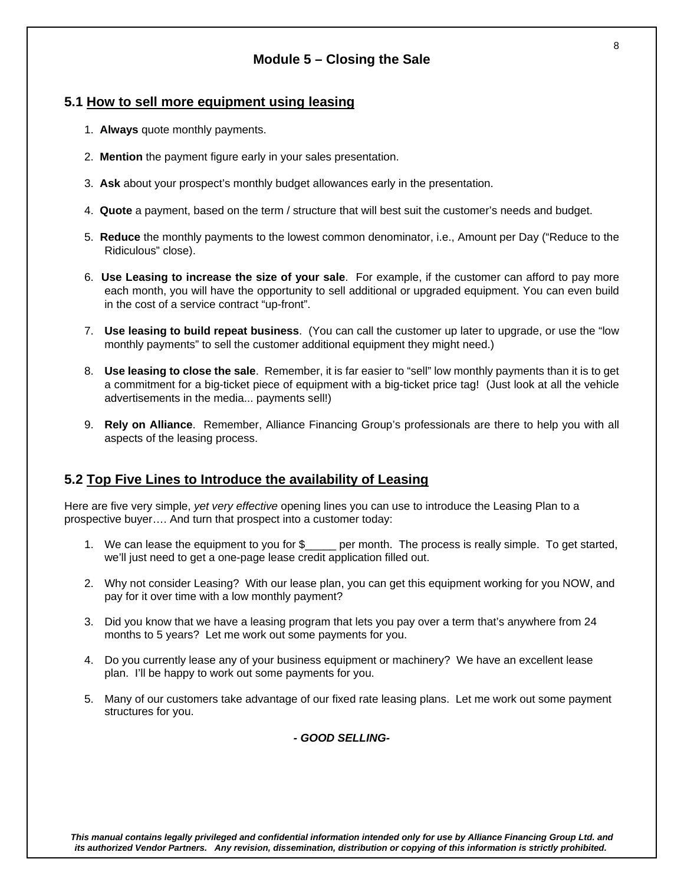# Module 5 – Closing the Sale

## 5.1 How to sell more equipment using leasing

1. **Always** quote monthly payments.
2. **Mention** the payment figure early in your sales presentation.
3. **Ask** about your prospect's monthly budget allowances early in the presentation.
4. **Quote** a payment, based on the term / structure that will best suit the customer's needs and budget.
5. **Reduce** the monthly payments to the lowest common denominator, i.e., Amount per Day ("Reduce to the Ridiculous" close).
6. **Use Leasing to increase the size of your sale**. For example, if the customer can afford to pay more each month, you will have the opportunity to sell additional or upgraded equipment. You can even build in the cost of a service contract "up-front".
7. **Use leasing to build repeat business**. (You can call the customer up later to upgrade, or use the "low monthly payments" to sell the customer additional equipment they might need.)
8. **Use leasing to close the sale**. Remember, it is far easier to "sell" low monthly payments than it is to get a commitment for a big-ticket piece of equipment with a big-ticket price tag! (Just look at all the vehicle advertisements in the media... payments sell!)
9. **Rely on Alliance**. Remember, Alliance Financing Group's professionals are there to help you with all aspects of the leasing process.

## 5.2 Top Five Lines to Introduce the availability of Leasing

Here are five very simple, *yet very effective* opening lines you can use to introduce the Leasing Plan to a prospective buyer…. And turn that prospect into a customer today:

1. We can lease the equipment to you for $_____ per month. The process is really simple. To get started, we'll just need to get a one-page lease credit application filled out.
2. Why not consider Leasing? With our lease plan, you can get this equipment working for you NOW, and pay for it over time with a low monthly payment?
3. Did you know that we have a leasing program that lets you pay over a term that's anywhere from 24 months to 5 years? Let me work out some payments for you.
4. Do you currently lease any of your business equipment or machinery? We have an excellent lease plan. I'll be happy to work out some payments for you.
5. Many of our customers take advantage of our fixed rate leasing plans. Let me work out some payment structures for you.

***- GOOD SELLING-***

***This manual contains legally privileged and confidential information intended only for use by Alliance Financing Group Ltd. and its authorized Vendor Partners. Any revision, dissemination, distribution or copying of this information is strictly prohibited.***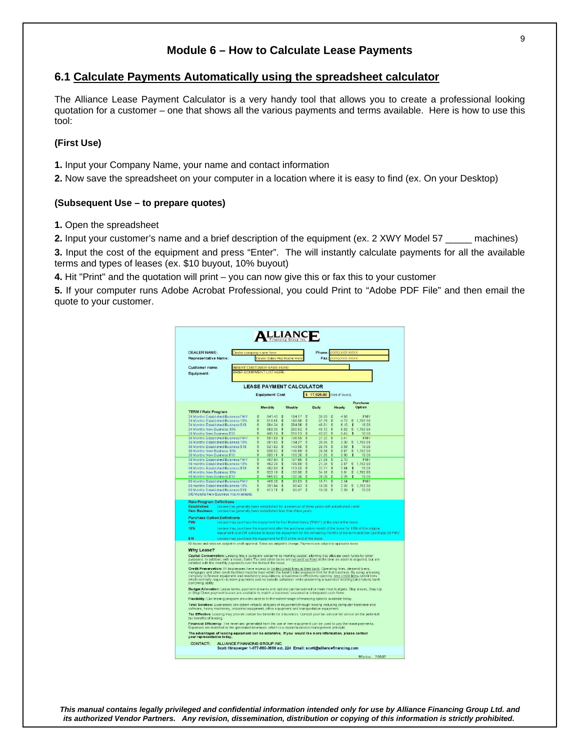# Module 6 – How to Calculate Lease Payments

## 6.1 Calculate Payments Automatically using the spreadsheet calculator

The Alliance Lease Payment Calculator is a very handy tool that allows you to create a professional looking quotation for a customer – one that shows all the various payments and terms available. Here is how to use this tool:

**(First Use)**

**1.** Input your Company Name, your name and contact information

**2.** Now save the spreadsheet on your computer in a location where it is easy to find (ex. On your Desktop)

**(Subsequent Use – to prepare quotes)**

**1.** Open the spreadsheet

**2.** Input your customer's name and a brief description of the equipment (ex. 2 XWY Model 57 _____ machines)

**3.** Input the cost of the equipment and press "Enter". The will instantly calculate payments for all the available terms and types of leases (ex. $10 buyout, 10% buyout)

**4.** Hit "Print" and the quotation will print – you can now give this or fax this to your customer

**5.** If your computer runs Adobe Acrobat Professional, you could Print to "Adobe PDF File" and then email the quote to your customer.

**ALLIANCE** Financing Group Inc.

DEALER NAME: Dealer company name here | Phone: (XXX) XXX-XXXX
Representative Name: Dealer Sales Rep Name Here | Fax: (XXX) XXX-XXXX

Customer name: INSERT CUSTOMER NAME HERE
Equipment: BRIEF EQUIPMENT LIST HERE

**LEASE PAYMENT CALCULATOR**

Equipment Cost: $ 17,925.00 (Net of taxes)

| TERM / Rate Program | Monthly | Weekly | Daily | Hourly | Purchase Option |
|---|---|---|---|---|---|
| 24 Months Established Business FMV | $ 841.40 | $ 194.17 | $ 38.83 | $ 4.85 | FMV |
| 24 Months Established Business 10% | $ 818.81 | $ 188.96 | $ 37.79 | $ 4.72 | $ 1,792.50 |
| 24 Months Established Business $10 | $ 884.34 | $ 204.08 | $ 40.81 | $ 5.10 | $ 10.00 |
| 24 Months New Business 10% | $ 869.06 | $ 200.62 | $ 40.12 | $ 5.02 | $ 1,792.50 |
| 24 Months New Business $10 | $ 945.19 | $ 218.12 | $ 43.62 | $ 5.45 | $ 10.00 |
| 36 Months Established Business FMV | $ 591.69 | $ 136.55 | $ 27.32 | $ 3.41 | FMV |
| 36 Months Established Business 10% | $ 581.85 | $ 134.27 | $ 26.85 | $ 3.36 | $ 1,792.50 |
| 36 Months Established Business $10 | $ 621.62 | $ 143.50 | $ 28.70 | $ 3.59 | $ 10.00 |
| 36 Months New Business 10% | $ 630.52 | $ 140.89 | $ 29.59 | $ 3.67 | $ 1,792.50 |
| 36 Months New Business $10 | $ 690.11 | $ 159.26 | $ 31.85 | $ 3.98 | $ 10.00 |
| 48 Months Established Business FMV | $ 467.64 | $ 107.90 | $ 21.58 | $ 2.70 | FMV |
| 48 Months Established Business 10% | $ 462.20 | $ 106.66 | $ 21.34 | $ 2.67 | $ 1,792.50 |
| 48 Months Established Business $10 | $ 492.04 | $ 113.55 | $ 22.71 | $ 2.84 | $ 10.00 |
| 48 Months New Business 10% | $ 522.15 | $ 120.50 | $ 24.10 | $ 3.01 | $ 1,792.50 |
| 48 Months New Business $10 | $ 565.60 | $ 130.38 | $ 26.08 | $ 3.26 | $ 10.00 |
| 60 Months Established Business FMV | $ 405.28 | $ 93.53 | $ 18.71 | $ 2.34 | FMV |
| 60 Months Established Business 10% | $ 391.84 | $ 90.42 | $ 18.08 | $ 2.26 | $ 1,792.50 |
| 60 Months Established Business $10 | $ 413.71 | $ 95.47 | $ 19.09 | $ 2.39 | $ 10.00 |
| (60 Months New Business Not Available) | | | | | |

**Rate Program Definitions**

**Established:** Lessee has generally been established for a minimum of three years with established credit.
**New Business:** Lessee has generally been established less than three years.

**Purchase Option Definitions**

**FMV** Lessee may purchase the equipment for Fair Market Value ("FMV") at the end of the lease.
**10%** Lessee may purchase the equipment after the purchase option month of the lease for 10% of the original equipment cost OR continue to lease the equipment for the remaining months of the term and then purchase for FMV.
**$10** Lessee may purchase the equipment for $10 at the end of the lease.

All leases and rates are subject to credit approval. Rates are subject to change. Payments are subject to applicable taxes.

**Why Lease?**

**Capital Conservation:** Leasing lets a company conserve its working capital, allowing it to allocate cash funds for other purposes. In addition, with a lease, Sales Tax and other taxes are not paid up front at the time an asset is acquired, but are remitted with the monthly payments over the term of the lease.

**Credit Preservation:** All businesses have access to limited credit lines at their bank. Operating lines, demand loans, mortgages and other credit facilities must be kept within the bank's total exposure limit for that business. By using a leasing company to finance equipment and machinery acquisitions, a business is effectively opening new credit lines - credit lines which normally require no down payments and no outside collateral - while preserving a business' existing (and future) bank borrowing ability.

**Budget Allocation:** Lease terms, payment streams and options can be tailored to meet most budgets. Skip leases, Step-Up or Step-Down payment leases are available to match a business' seasonal or anticipated cash flows.

**Flexibility:** Our leasing program provides access to the widest range of financing options available today.

**Total Solution:** Businesses can obtain virtually all types of equipment through leasing including computer hardware and software, heavy machinery, industrial equipment, office equipment and transportation equipment.

**Tax Effective:** Leasing may provide certain tax benefits for a business. Consult your tax advisor for advice on the potential tax benefits of leasing.

**Financial Efficiency:** The revenues generated from the use of new equipment can be used to pay the lease payments. Expenses are matched to the generated revenues- which is a sound business management principle.

**The advantages of leasing equipment can be extensive. If you would like more information, please contact your representative today.**

CONTACT: ALLIANCE FINANCING GROUP INC.
Scott Hinsperger 1-877-660-3660 ext. 224 Email: scott@alliancefinancing.com

Effective: 7.09.07

*This manual contains legally privileged and confidential information intended only for use by Alliance Financing Group Ltd. and its authorized Vendor Partners. Any revision, dissemination, distribution or copying of this information is strictly prohibited.*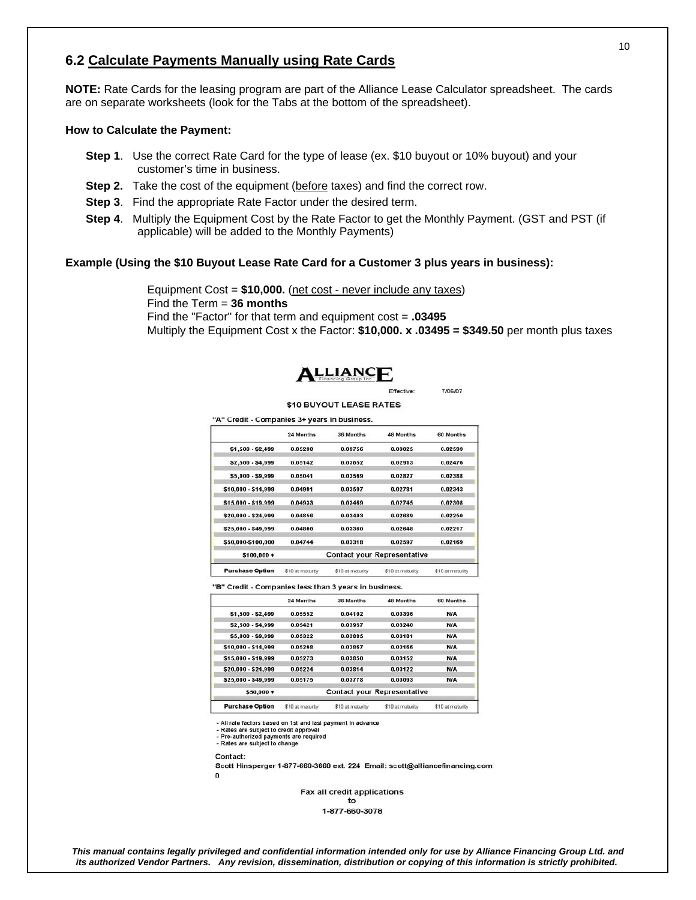## 6.2 Calculate Payments Manually using Rate Cards

**NOTE:** Rate Cards for the leasing program are part of the Alliance Lease Calculator spreadsheet. The cards are on separate worksheets (look for the Tabs at the bottom of the spreadsheet).

**How to Calculate the Payment:**

- **Step 1**. Use the correct Rate Card for the type of lease (ex. $10 buyout or 10% buyout) and your customer's time in business.
- **Step 2.** Take the cost of the equipment (before taxes) and find the correct row.
- **Step 3**. Find the appropriate Rate Factor under the desired term.
- **Step 4**. Multiply the Equipment Cost by the Rate Factor to get the Monthly Payment. (GST and PST (if applicable) will be added to the Monthly Payments)

**Example (Using the $10 Buyout Lease Rate Card for a Customer 3 plus years in business):**

Equipment Cost = **$10,000.** (net cost - never include any taxes)
Find the Term = **36 months**
Find the "Factor" for that term and equipment cost = **.03495**
Multiply the Equipment Cost x the Factor: **$10,000. x .03495 = $349.50** per month plus taxes

**ALLIANCE** Financing Group Inc.

Effective: 7/06/07

**$10 BUYOUT LEASE RATES**

"A" Credit - Companies 3+ years in business.

| | 24 Months | 36 Months | 48 Months | 60 Months |
|---|---|---|---|---|
| $1,500 - $2,499 | 0.05298 | 0.03756 | 0.03025 | 0.02593 |
| $2,500 - $4,999 | 0.05142 | 0.03652 | 0.02913 | 0.02476 |
| $5,000 - $9,999 | 0.05041 | 0.03569 | 0.02827 | 0.02388 |
| $10,000 - $14,999 | 0.04991 | 0.03507 | 0.02781 | 0.02343 |
| $15,000 - $19,999 | 0.04933 | 0.03459 | 0.02745 | 0.02308 |
| $20,000 - $24,999 | 0.04856 | 0.03403 | 0.02689 | 0.02250 |
| $25,000 - $49,999 | 0.04800 | 0.03360 | 0.02648 | 0.02217 |
| $50,000-$100,000 | 0.04744 | 0.03318 | 0.02597 | 0.02169 |
| $100,000 + | Contact your Representative | | | |
| Purchase Option | $10 at maturity | $10 at maturity | $10 at maturity | $10 at maturity |

"B" Credit - Companies less than 3 years in business.

| | 24 Months | 36 Months | 48 Months | 60 Months |
|---|---|---|---|---|
| $1,500 - $2,499 | 0.05552 | 0.04102 | 0.03396 | N/A |
| $2,500 - $4,999 | 0.05421 | 0.03957 | 0.03240 | N/A |
| $5,000 - $9,999 | 0.05322 | 0.03885 | 0.03181 | N/A |
| $10,000 - $14,999 | 0.05298 | 0.03867 | 0.03166 | N/A |
| $15,000 - $19,999 | 0.05273 | 0.03850 | 0.03152 | N/A |
| $20,000 - $24,999 | 0.05224 | 0.03814 | 0.03122 | N/A |
| $25,000 - $49,999 | 0.05175 | 0.03778 | 0.03093 | N/A |
| $50,000 + | Contact your Representative | | | |
| Purchase Option | $10 at maturity | $10 at maturity | $10 at maturity | $10 at maturity |

- All rate factors based on 1st and last payment in advance
- Rates are subject to credit approval
- Pre-authorized payments are required
- Rates are subject to change

Contact:
Scott Hinsperger 1-877-660-3660 ext. 224 Email: scott@alliancefinancing.com
0

Fax all credit applications
to
1-877-660-3078

*This manual contains legally privileged and confidential information intended only for use by Alliance Financing Group Ltd. and its authorized Vendor Partners. Any revision, dissemination, distribution or copying of this information is strictly prohibited.*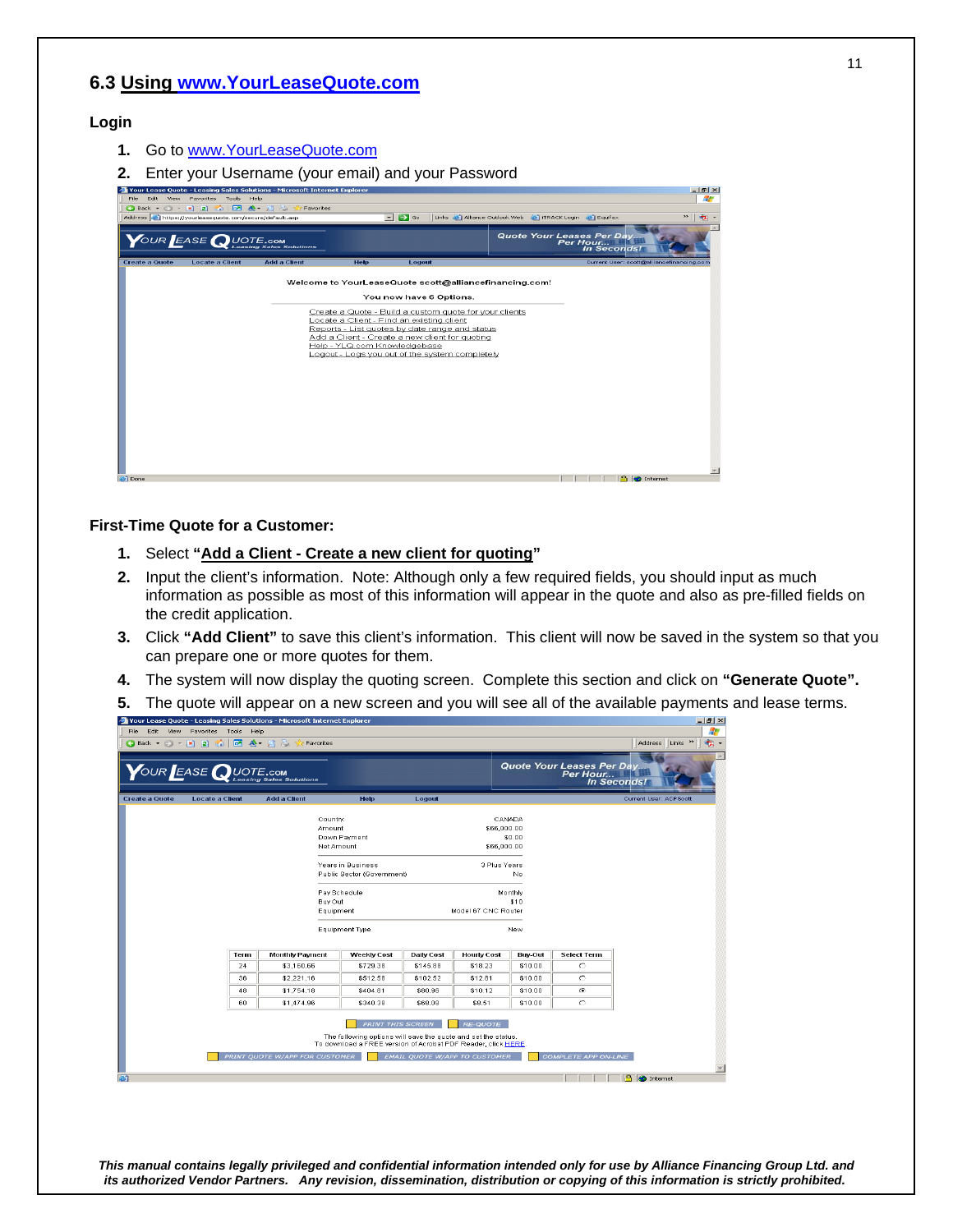## 6.3 Using www.YourLeaseQuote.com

### Login

1. Go to www.YourLeaseQuote.com
2. Enter your Username (your email) and your Password

### First-Time Quote for a Customer:

1. Select **"Add a Client - Create a new client for quoting"**
2. Input the client's information. Note: Although only a few required fields, you should input as much information as possible as most of this information will appear in the quote and also as pre-filled fields on the credit application.
3. Click **"Add Client"** to save this client's information. This client will now be saved in the system so that you can prepare one or more quotes for them.
4. The system will now display the quoting screen. Complete this section and click on **"Generate Quote"**.
5. The quote will appear on a new screen and you will see all of the available payments and lease terms.

*This manual contains legally privileged and confidential information intended only for use by Alliance Financing Group Ltd. and its authorized Vendor Partners. Any revision, dissemination, distribution or copying of this information is strictly prohibited.*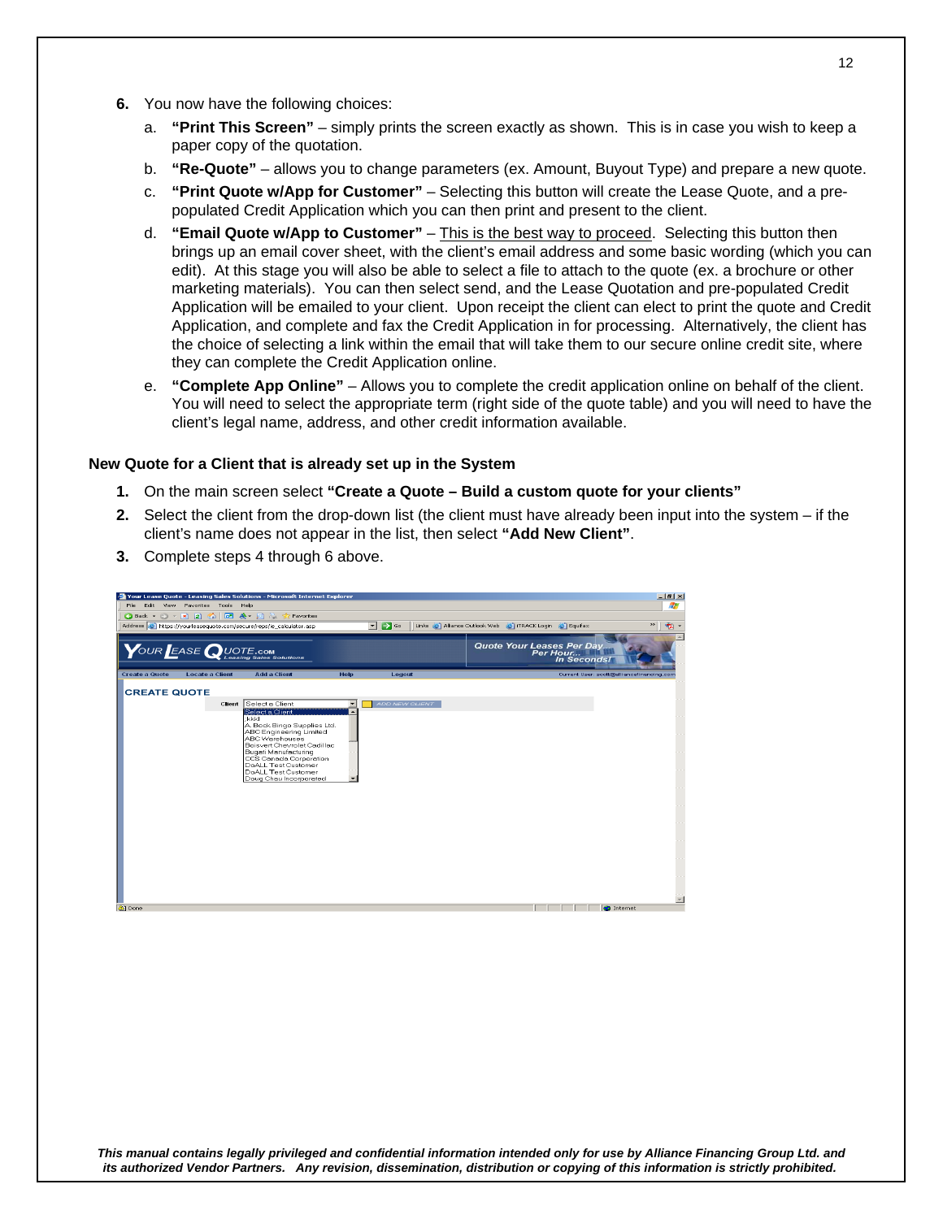6. You now have the following choices:

   a. **"Print This Screen"** – simply prints the screen exactly as shown. This is in case you wish to keep a paper copy of the quotation.

   b. **"Re-Quote"** – allows you to change parameters (ex. Amount, Buyout Type) and prepare a new quote.

   c. **"Print Quote w/App for Customer"** – Selecting this button will create the Lease Quote, and a pre-populated Credit Application which you can then print and present to the client.

   d. **"Email Quote w/App to Customer"** – This is the best way to proceed. Selecting this button then brings up an email cover sheet, with the client's email address and some basic wording (which you can edit). At this stage you will also be able to select a file to attach to the quote (ex. a brochure or other marketing materials). You can then select send, and the Lease Quotation and pre-populated Credit Application will be emailed to your client. Upon receipt the client can elect to print the quote and Credit Application, and complete and fax the Credit Application in for processing. Alternatively, the client has the choice of selecting a link within the email that will take them to our secure online credit site, where they can complete the Credit Application online.

   e. **"Complete App Online"** – Allows you to complete the credit application online on behalf of the client. You will need to select the appropriate term (right side of the quote table) and you will need to have the client's legal name, address, and other credit information available.

**New Quote for a Client that is already set up in the System**

1. On the main screen select **"Create a Quote – Build a custom quote for your clients"**
2. Select the client from the drop-down list (the client must have already been input into the system – if the client's name does not appear in the list, then select **"Add New Client"**.
3. Complete steps 4 through 6 above.

*This manual contains legally privileged and confidential information intended only for use by Alliance Financing Group Ltd. and its authorized Vendor Partners. Any revision, dissemination, distribution or copying of this information is strictly prohibited.*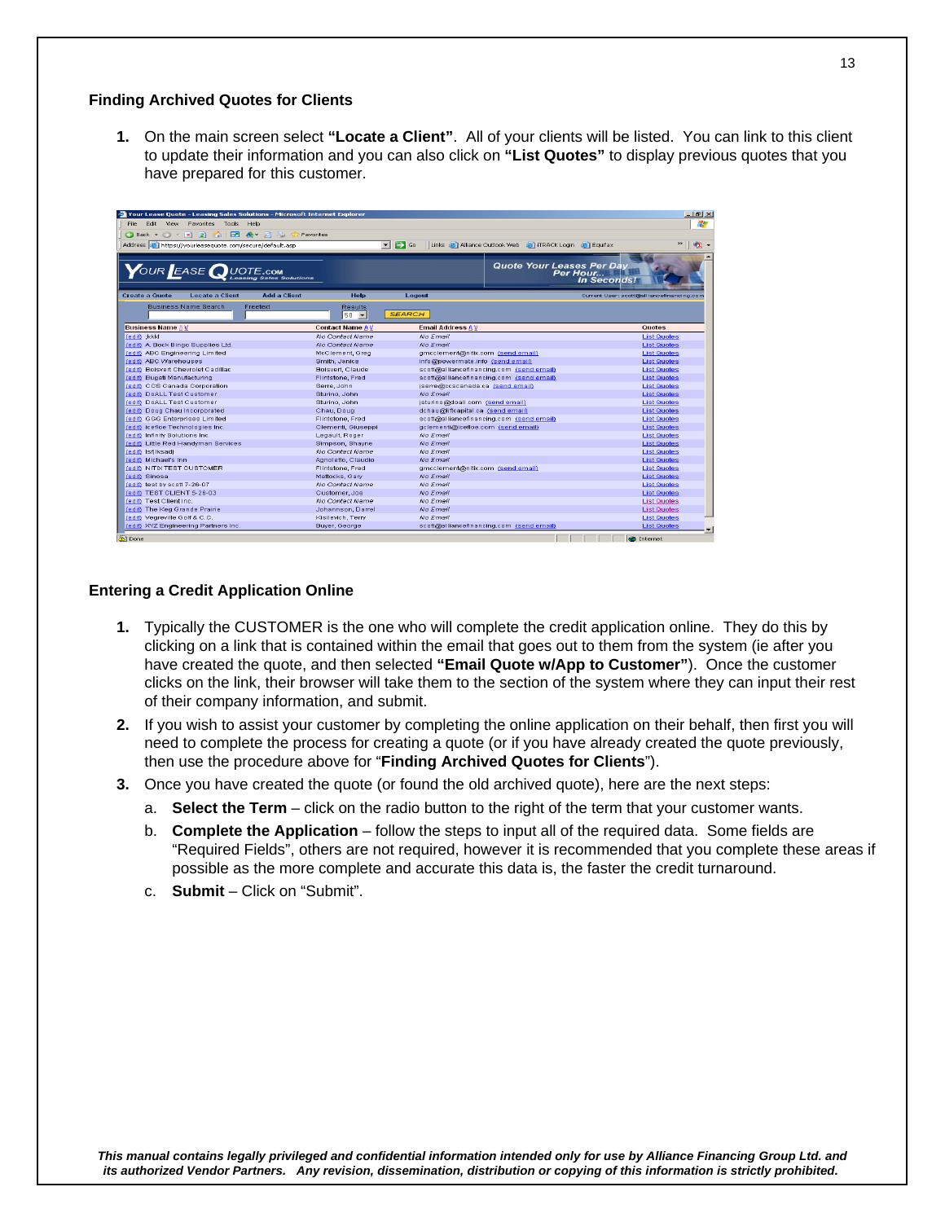## Finding Archived Quotes for Clients

1. On the main screen select **"Locate a Client"**. All of your clients will be listed. You can link to this client to update their information and you can also click on **"List Quotes"** to display previous quotes that you have prepared for this customer.

## Entering a Credit Application Online

1. Typically the CUSTOMER is the one who will complete the credit application online. They do this by clicking on a link that is contained within the email that goes out to them from the system (ie after you have created the quote, and then selected **"Email Quote w/App to Customer"**). Once the customer clicks on the link, their browser will take them to the section of the system where they can input their rest of their company information, and submit.
2. If you wish to assist your customer by completing the online application on their behalf, then first you will need to complete the process for creating a quote (or if you have already created the quote previously, then use the procedure above for "**Finding Archived Quotes for Clients**").
3. Once you have created the quote (or found the old archived quote), here are the next steps:
   a. **Select the Term** – click on the radio button to the right of the term that your customer wants.
   b. **Complete the Application** – follow the steps to input all of the required data. Some fields are "Required Fields", others are not required, however it is recommended that you complete these areas if possible as the more complete and accurate this data is, the faster the credit turnaround.
   c. **Submit** – Click on "Submit".

*This manual contains legally privileged and confidential information intended only for use by Alliance Financing Group Ltd. and its authorized Vendor Partners. Any revision, dissemination, distribution or copying of this information is strictly prohibited.*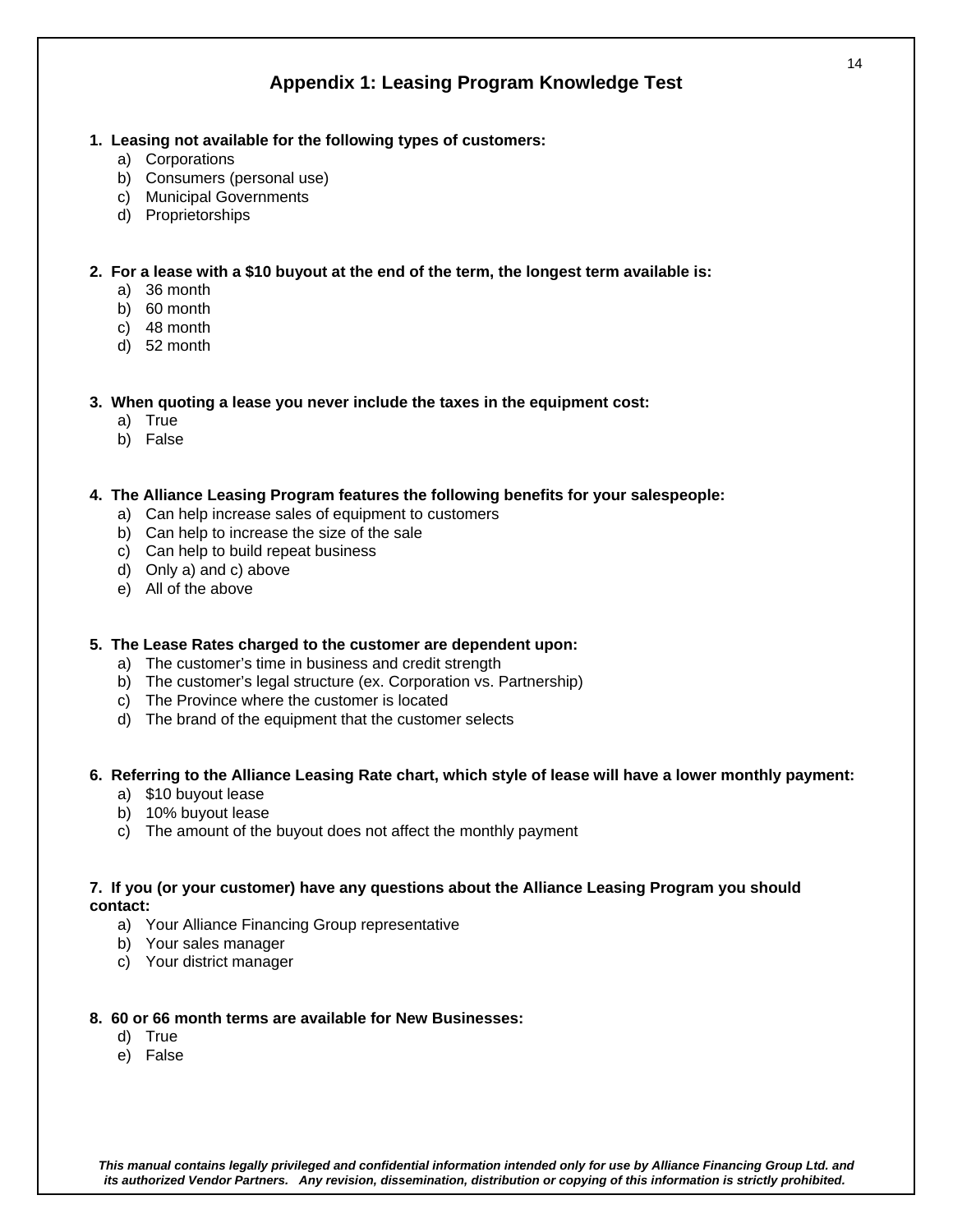## Appendix 1: Leasing Program Knowledge Test

**1. Leasing not available for the following types of customers:**

a) Corporations
b) Consumers (personal use)
c) Municipal Governments
d) Proprietorships

**2. For a lease with a $10 buyout at the end of the term, the longest term available is:**

a) 36 month
b) 60 month
c) 48 month
d) 52 month

**3. When quoting a lease you never include the taxes in the equipment cost:**

a) True
b) False

**4. The Alliance Leasing Program features the following benefits for your salespeople:**

a) Can help increase sales of equipment to customers
b) Can help to increase the size of the sale
c) Can help to build repeat business
d) Only a) and c) above
e) All of the above

**5. The Lease Rates charged to the customer are dependent upon:**

a) The customer's time in business and credit strength
b) The customer's legal structure (ex. Corporation vs. Partnership)
c) The Province where the customer is located
d) The brand of the equipment that the customer selects

**6. Referring to the Alliance Leasing Rate chart, which style of lease will have a lower monthly payment:**

a) $10 buyout lease
b) 10% buyout lease
c) The amount of the buyout does not affect the monthly payment

**7. If you (or your customer) have any questions about the Alliance Leasing Program you should contact:**

a) Your Alliance Financing Group representative
b) Your sales manager
c) Your district manager

**8. 60 or 66 month terms are available for New Businesses:**

d) True
e) False

***This manual contains legally privileged and confidential information intended only for use by Alliance Financing Group Ltd. and its authorized Vendor Partners. Any revision, dissemination, distribution or copying of this information is strictly prohibited.***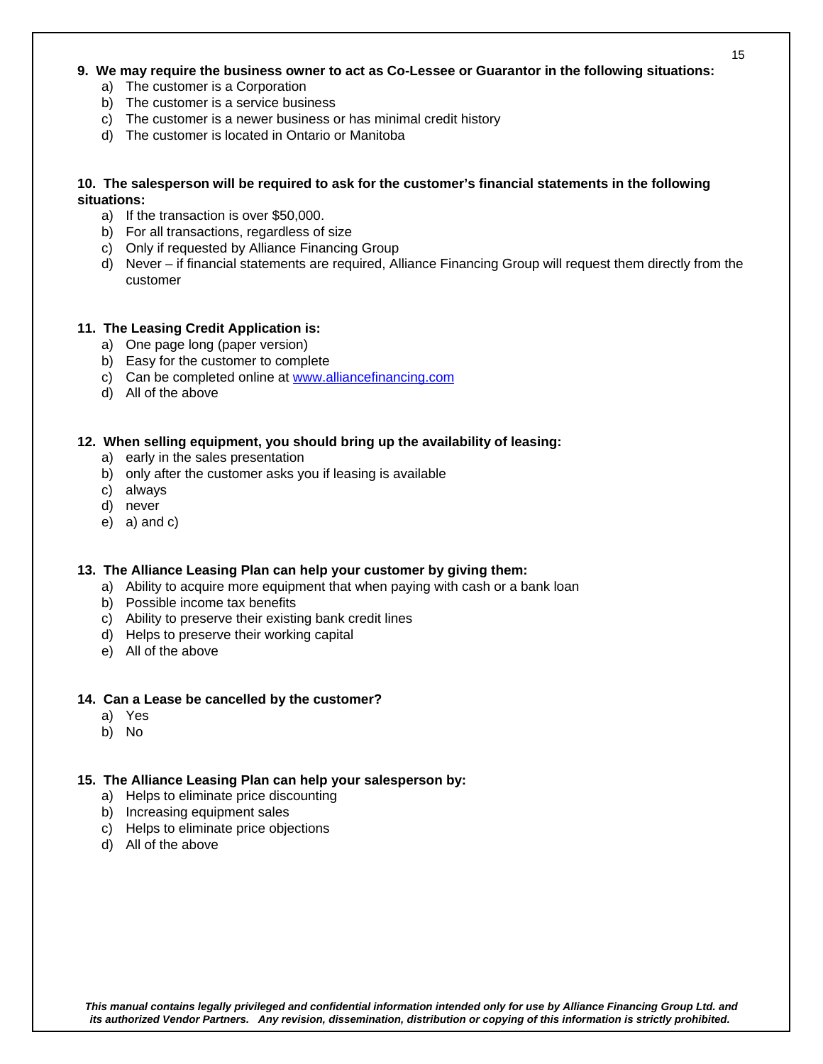**9. We may require the business owner to act as Co-Lessee or Guarantor in the following situations:**

a) The customer is a Corporation
b) The customer is a service business
c) The customer is a newer business or has minimal credit history
d) The customer is located in Ontario or Manitoba

**10. The salesperson will be required to ask for the customer's financial statements in the following situations:**

a) If the transaction is over $50,000.
b) For all transactions, regardless of size
c) Only if requested by Alliance Financing Group
d) Never – if financial statements are required, Alliance Financing Group will request them directly from the customer

**11. The Leasing Credit Application is:**

a) One page long (paper version)
b) Easy for the customer to complete
c) Can be completed online at [www.alliancefinancing.com](http://www.alliancefinancing.com)
d) All of the above

**12. When selling equipment, you should bring up the availability of leasing:**

a) early in the sales presentation
b) only after the customer asks you if leasing is available
c) always
d) never
e) a) and c)

**13. The Alliance Leasing Plan can help your customer by giving them:**

a) Ability to acquire more equipment that when paying with cash or a bank loan
b) Possible income tax benefits
c) Ability to preserve their existing bank credit lines
d) Helps to preserve their working capital
e) All of the above

**14. Can a Lease be cancelled by the customer?**

a) Yes
b) No

**15. The Alliance Leasing Plan can help your salesperson by:**

a) Helps to eliminate price discounting
b) Increasing equipment sales
c) Helps to eliminate price objections
d) All of the above

***This manual contains legally privileged and confidential information intended only for use by Alliance Financing Group Ltd. and its authorized Vendor Partners. Any revision, dissemination, distribution or copying of this information is strictly prohibited.***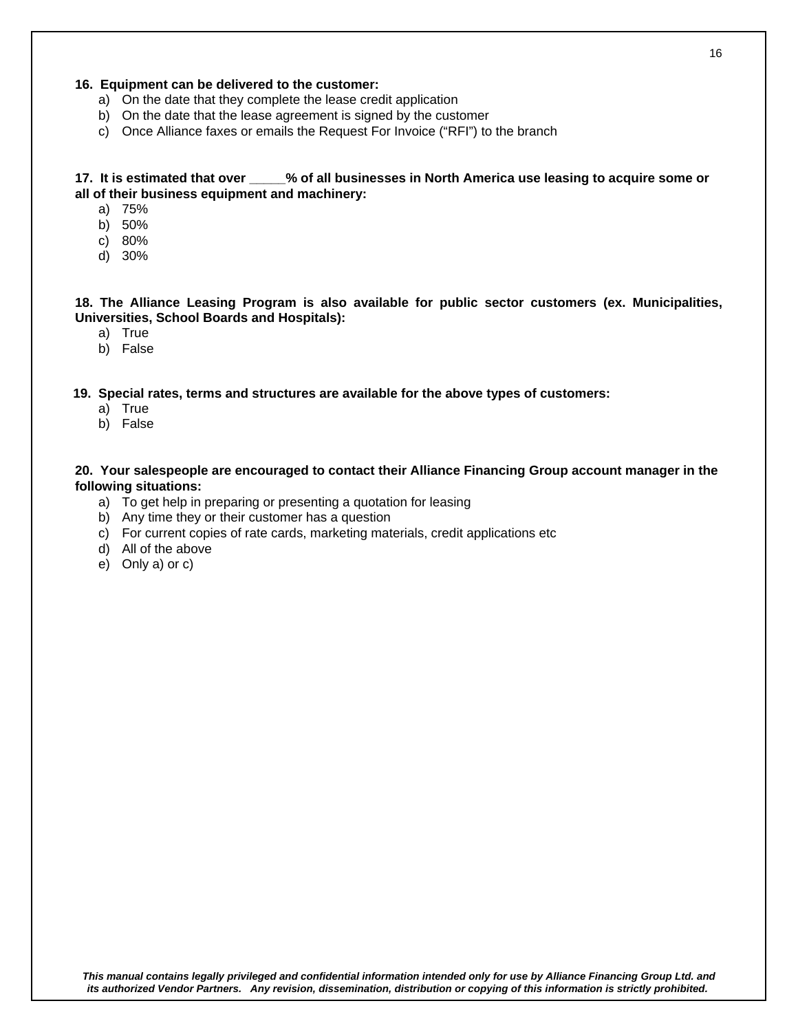**16. Equipment can be delivered to the customer:**

a) On the date that they complete the lease credit application
b) On the date that the lease agreement is signed by the customer
c) Once Alliance faxes or emails the Request For Invoice ("RFI") to the branch

**17. It is estimated that over \_\_\_\_\_% of all businesses in North America use leasing to acquire some or all of their business equipment and machinery:**

a) 75%
b) 50%
c) 80%
d) 30%

**18. The Alliance Leasing Program is also available for public sector customers (ex. Municipalities, Universities, School Boards and Hospitals):**

a) True
b) False

**19. Special rates, terms and structures are available for the above types of customers:**

a) True
b) False

**20. Your salespeople are encouraged to contact their Alliance Financing Group account manager in the following situations:**

a) To get help in preparing or presenting a quotation for leasing
b) Any time they or their customer has a question
c) For current copies of rate cards, marketing materials, credit applications etc
d) All of the above
e) Only a) or c)

***This manual contains legally privileged and confidential information intended only for use by Alliance Financing Group Ltd. and its authorized Vendor Partners. Any revision, dissemination, distribution or copying of this information is strictly prohibited.***